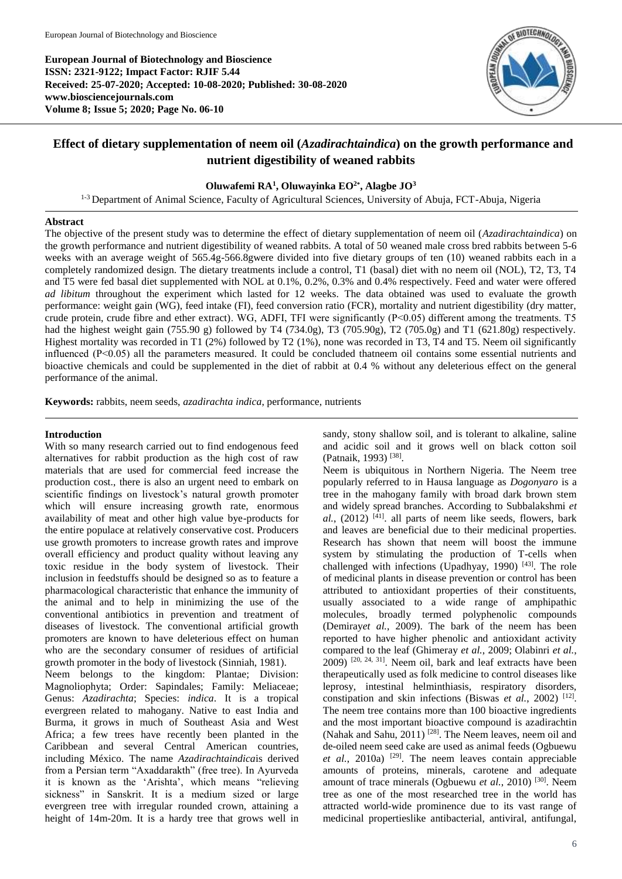**European Journal of Biotechnology and Bioscience**
**ISSN: 2321-9122; Impact Factor: RJIF 5.44**
**Received: 25-07-2020; Accepted: 10-08-2020; Published: 30-08-2020**
**www.biosciencejournals.com**
**Volume 8; Issue 5; 2020; Page No. 06-10**

# Effect of dietary supplementation of neem oil (*Azadirachtaindica*) on the growth performance and nutrient digestibility of weaned rabbits

**Oluwafemi RA[1], Oluwayinka EO[2*], Alagbe JO[3]**

[1-3] Department of Animal Science, Faculty of Agricultural Sciences, University of Abuja, FCT-Abuja, Nigeria

## Abstract

The objective of the present study was to determine the effect of dietary supplementation of neem oil (*Azadirachtaindica*) on the growth performance and nutrient digestibility of weaned rabbits. A total of 50 weaned male cross bred rabbits between 5-6 weeks with an average weight of 565.4g-566.8gwere divided into five dietary groups of ten (10) weaned rabbits each in a completely randomized design. The dietary treatments include a control, T1 (basal) diet with no neem oil (NOL), T2, T3, T4 and T5 were fed basal diet supplemented with NOL at 0.1%, 0.2%, 0.3% and 0.4% respectively. Feed and water were offered *ad libitum* throughout the experiment which lasted for 12 weeks. The data obtained was used to evaluate the growth performance: weight gain (WG), feed intake (FI), feed conversion ratio (FCR), mortality and nutrient digestibility (dry matter, crude protein, crude fibre and ether extract). WG, ADFI, TFI were significantly ($P<0.05$) different among the treatments. T5 had the highest weight gain (755.90 g) followed by T4 (734.0g), T3 (705.90g), T2 (705.0g) and T1 (621.80g) respectively. Highest mortality was recorded in T1 (2%) followed by T2 (1%), none was recorded in T3, T4 and T5. Neem oil significantly influenced ($P<0.05$) all the parameters measured. It could be concluded thatneem oil contains some essential nutrients and bioactive chemicals and could be supplemented in the diet of rabbit at 0.4 % without any deleterious effect on the general performance of the animal.

**Keywords:** rabbits, neem seeds, *azadirachta indica*, performance, nutrients

## Introduction

With so many research carried out to find endogenous feed alternatives for rabbit production as the high cost of raw materials that are used for commercial feed increase the production cost., there is also an urgent need to embark on scientific findings on livestock's natural growth promoter which will ensure increasing growth rate, enormous availability of meat and other high value bye-products for the entire populace at relatively conservative cost. Producers use growth promoters to increase growth rates and improve overall efficiency and product quality without leaving any toxic residue in the body system of livestock. Their inclusion in feedstuffs should be designed so as to feature a pharmacological characteristic that enhance the immunity of the animal and to help in minimizing the use of the conventional antibiotics in prevention and treatment of diseases of livestock. The conventional artificial growth promoters are known to have deleterious effect on human who are the secondary consumer of residues of artificial growth promoter in the body of livestock (Sinniah, 1981).

Neem belongs to the kingdom: Plantae; Division: Magnoliophyta; Order: Sapindales; Family: Meliaceae; Genus: *Azadirachta*; Species: *indica*. It is a tropical evergreen related to mahogany. Native to east India and Burma, it grows in much of Southeast Asia and West Africa; a few trees have recently been planted in the Caribbean and several Central American countries, including México. The name *Azadirachtaindica*is derived from a Persian term "Axaddarakth" (free tree). In Ayurveda it is known as the 'Arishta', which means "relieving sickness" in Sanskrit. It is a medium sized or large evergreen tree with irregular rounded crown, attaining a height of 14m-20m. It is a hardy tree that grows well in sandy, stony shallow soil, and is tolerant to alkaline, saline and acidic soil and it grows well on black cotton soil (Patnaik, 1993) [38].

Neem is ubiquitous in Northern Nigeria. The Neem tree popularly referred to in Hausa language as *Dogonyaro* is a tree in the mahogany family with broad dark brown stem and widely spread branches. According to Subbalakshmi *et al.*, (2012) [41]. all parts of neem like seeds, flowers, bark and leaves are beneficial due to their medicinal properties. Research has shown that neem will boost the immune system by stimulating the production of T-cells when challenged with infections (Upadhyay, 1990) [43]. The role of medicinal plants in disease prevention or control has been attributed to antioxidant properties of their constituents, usually associated to a wide range of amphipathic molecules, broadly termed polyphenolic compounds (Demiray*et al.*, 2009). The bark of the neem has been reported to have higher phenolic and antioxidant activity compared to the leaf (Ghimeray *et al.*, 2009; Olabinri *et al.*, 2009) [20, 24, 31]. Neem oil, bark and leaf extracts have been therapeutically used as folk medicine to control diseases like leprosy, intestinal helminthiasis, respiratory disorders, constipation and skin infections (Biswas *et al.*, 2002) [12]. The neem tree contains more than 100 bioactive ingredients and the most important bioactive compound is azadirachtin (Nahak and Sahu, 2011) [28]. The Neem leaves, neem oil and de-oiled neem seed cake are used as animal feeds (Ogbuewu *et al.*, 2010a) [29]. The neem leaves contain appreciable amounts of proteins, minerals, carotene and adequate amount of trace minerals (Ogbuewu *et al.*, 2010) [30]. Neem tree as one of the most researched tree in the world has attracted world-wide prominence due to its vast range of medicinal propertieslike antibacterial, antiviral, antifungal,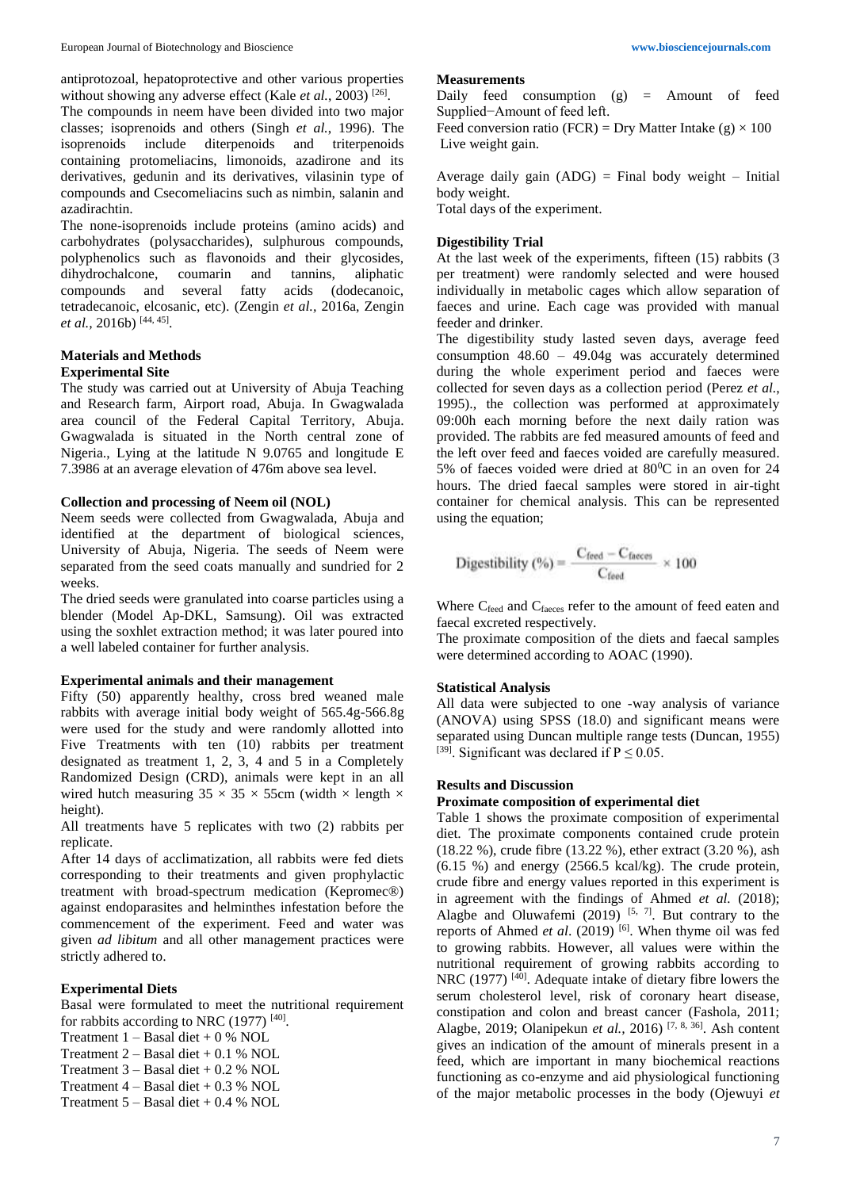antiprotozoal, hepatoprotective and other various properties without showing any adverse effect (Kale *et al.*, 2003) [26].

The compounds in neem have been divided into two major classes; isoprenoids and others (Singh *et al.*, 1996). The isoprenoids include diterpenoids and triterpenoids containing protomeliacins, limonoids, azadirone and its derivatives, gedunin and its derivatives, vilasinin type of compounds and Csecomeliacins such as nimbin, salanin and azadirachtin.

The none-isoprenoids include proteins (amino acids) and carbohydrates (polysaccharides), sulphurous compounds, polyphenolics such as flavonoids and their glycosides, dihydrochalcone, coumarin and tannins, aliphatic compounds and several fatty acids (dodecanoic, tetradecanoic, elcosanic, etc). (Zengin *et al.*, 2016a, Zengin *et al.*, 2016b) [44, 45].

## Materials and Methods

### Experimental Site

The study was carried out at University of Abuja Teaching and Research farm, Airport road, Abuja. In Gwagwalada area council of the Federal Capital Territory, Abuja. Gwagwalada is situated in the North central zone of Nigeria., Lying at the latitude N 9.0765 and longitude E 7.3986 at an average elevation of 476m above sea level.

### Collection and processing of Neem oil (NOL)

Neem seeds were collected from Gwagwalada, Abuja and identified at the department of biological sciences, University of Abuja, Nigeria. The seeds of Neem were separated from the seed coats manually and sundried for 2 weeks.

The dried seeds were granulated into coarse particles using a blender (Model Ap-DKL, Samsung). Oil was extracted using the soxhlet extraction method; it was later poured into a well labeled container for further analysis.

### Experimental animals and their management

Fifty (50) apparently healthy, cross bred weaned male rabbits with average initial body weight of 565.4g-566.8g were used for the study and were randomly allotted into Five Treatments with ten (10) rabbits per treatment designated as treatment 1, 2, 3, 4 and 5 in a Completely Randomized Design (CRD), animals were kept in an all wired hutch measuring 35 × 35 × 55cm (width × length × height).

All treatments have 5 replicates with two (2) rabbits per replicate.

After 14 days of acclimatization, all rabbits were fed diets corresponding to their treatments and given prophylactic treatment with broad-spectrum medication (Kepromec®) against endoparasites and helminthes infestation before the commencement of the experiment. Feed and water was given *ad libitum* and all other management practices were strictly adhered to.

### Experimental Diets

Basal were formulated to meet the nutritional requirement for rabbits according to NRC (1977) [40].

Treatment 1 – Basal diet + 0 % NOL
Treatment 2 – Basal diet + 0.1 % NOL
Treatment 3 – Basal diet + 0.2 % NOL
Treatment 4 – Basal diet + 0.3 % NOL
Treatment 5 – Basal diet + 0.4 % NOL

### Measurements

Daily feed consumption (g) = Amount of feed Supplied−Amount of feed left.

Feed conversion ratio (FCR) = Dry Matter Intake (g) × 100
Live weight gain.

Average daily gain (ADG) = Final body weight – Initial body weight.
Total days of the experiment.

### Digestibility Trial

At the last week of the experiments, fifteen (15) rabbits (3 per treatment) were randomly selected and were housed individually in metabolic cages which allow separation of faeces and urine. Each cage was provided with manual feeder and drinker.

The digestibility study lasted seven days, average feed consumption 48.60 – 49.04g was accurately determined during the whole experiment period and faeces were collected for seven days as a collection period (Perez *et al.*, 1995)., the collection was performed at approximately 09:00h each morning before the next daily ration was provided. The rabbits are fed measured amounts of feed and the left over feed and faeces voided are carefully measured. 5% of faeces voided were dried at 80°C in an oven for 24 hours. The dried faecal samples were stored in air-tight container for chemical analysis. This can be represented using the equation;

$$\text{Digestibility (\%)} = \frac{C_{feed} - C_{faeces}}{C_{feed}} \times 100$$

Where $C_{feed}$ and $C_{faeces}$ refer to the amount of feed eaten and faecal excreted respectively.

The proximate composition of the diets and faecal samples were determined according to AOAC (1990).

### Statistical Analysis

All data were subjected to one -way analysis of variance (ANOVA) using SPSS (18.0) and significant means were separated using Duncan multiple range tests (Duncan, 1955) [39]. Significant was declared if $P \leq 0.05$.

## Results and Discussion

### Proximate composition of experimental diet

Table 1 shows the proximate composition of experimental diet. The proximate components contained crude protein (18.22 %), crude fibre (13.22 %), ether extract (3.20 %), ash (6.15 %) and energy (2566.5 kcal/kg). The crude protein, crude fibre and energy values reported in this experiment is in agreement with the findings of Ahmed *et al.* (2018); Alagbe and Oluwafemi (2019) [5, 7]. But contrary to the reports of Ahmed *et al*. (2019) [6]. When thyme oil was fed to growing rabbits. However, all values were within the nutritional requirement of growing rabbits according to NRC (1977) [40]. Adequate intake of dietary fibre lowers the serum cholesterol level, risk of coronary heart disease, constipation and colon and breast cancer (Fashola, 2011; Alagbe, 2019; Olanipekun *et al.*, 2016) [7, 8, 36]. Ash content gives an indication of the amount of minerals present in a feed, which are important in many biochemical reactions functioning as co-enzyme and aid physiological functioning of the major metabolic processes in the body (Ojewuyi *et*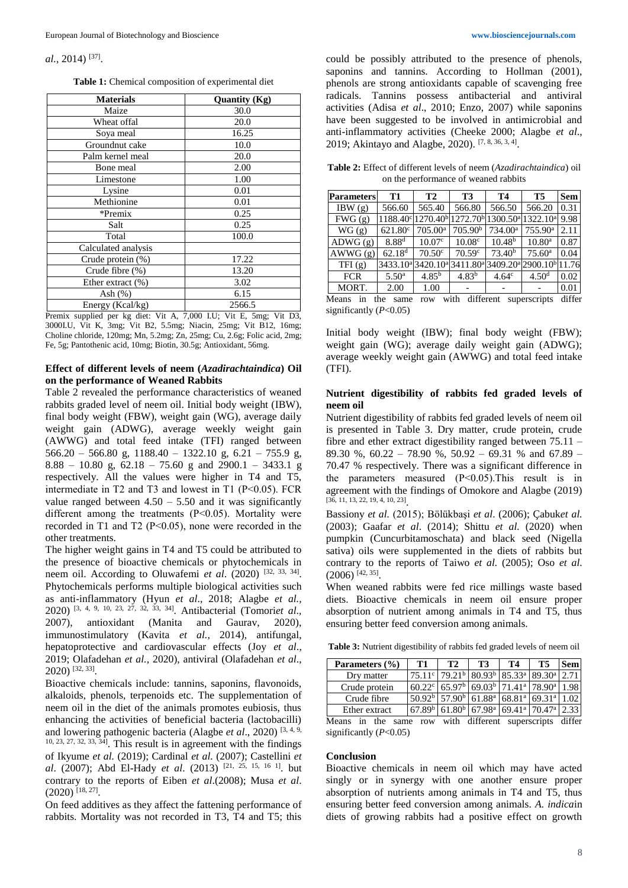*al.*, 2014) [37].

**Table 1:** Chemical composition of experimental diet

| Materials | Quantity (Kg) |
|---|---|
| Maize | 30.0 |
| Wheat offal | 20.0 |
| Soya meal | 16.25 |
| Groundnut cake | 10.0 |
| Palm kernel meal | 20.0 |
| Bone meal | 2.00 |
| Limestone | 1.00 |
| Lysine | 0.01 |
| Methionine | 0.01 |
| *Premix | 0.25 |
| Salt | 0.25 |
| Total | 100.0 |
| Calculated analysis | |
| Crude protein (%) | 17.22 |
| Crude fibre (%) | 13.20 |
| Ether extract (%) | 3.02 |
| Ash (%) | 6.15 |
| Energy (Kcal/kg) | 2566.5 |

Premix supplied per kg diet: Vit A, 7,000 I.U; Vit E, 5mg; Vit D3, 3000I.U, Vit K, 3mg; Vit B2, 5.5mg; Niacin, 25mg; Vit B12, 16mg; Choline chloride, 120mg; Mn, 5.2mg; Zn, 25mg; Cu, 2.6g; Folic acid, 2mg; Fe, 5g; Pantothenic acid, 10mg; Biotin, 30.5g; Antioxidant, 56mg.

### Effect of different levels of neem (*Azadirachtaindica*) Oil on the performance of Weaned Rabbits

Table 2 revealed the performance characteristics of weaned rabbits graded level of neem oil. Initial body weight (IBW), final body weight (FBW), weight gain (WG), average daily weight gain (ADWG), average weekly weight gain (AWWG) and total feed intake (TFI) ranged between 566.20 – 566.80 g, 1188.40 – 1322.10 g, 6.21 – 755.9 g, 8.88 – 10.80 g, 62.18 – 75.60 g and 2900.1 – 3433.1 g respectively. All the values were higher in T4 and T5, intermediate in T2 and T3 and lowest in T1 (P<0.05). FCR value ranged between 4.50 – 5.50 and it was significantly different among the treatments (P<0.05). Mortality were recorded in T1 and T2 (P<0.05), none were recorded in the other treatments.

The higher weight gains in T4 and T5 could be attributed to the presence of bioactive chemicals or phytochemicals in neem oil. According to Oluwafemi *et al*. (2020) [32, 33, 34]. Phytochemicals performs multiple biological activities such as anti-inflammatory (Hyun *et al*., 2018; Alagbe *et al.,* 2020) [3, 4, 9, 10, 23, 27, 32, 33, 34]. Antibacterial (Tomori*et al*., 2007), antioxidant (Manita and Gaurav, 2020), immunostimulatory (Kavita *et al.,* 2014), antifungal, hepatoprotective and cardiovascular effects (Joy *et al*., 2019; Olafadehan *et al.*, 2020), antiviral (Olafadehan *et al*., 2020) [32, 33].

Bioactive chemicals include: tannins, saponins, flavonoids, alkaloids, phenols, terpenoids etc. The supplementation of neem oil in the diet of the animals promotes eubiosis, thus enhancing the activities of beneficial bacteria (lactobacilli) and lowering pathogenic bacteria (Alagbe *et al*., 2020) [3, 4, 9, 10, 23, 27, 32, 33, 34]. This result is in agreement with the findings of Ikyume *et al.* (2019); Cardinal *et al.* (2007); Castellini *et al*. (2007); Abd El-Hady *et al*. (2013) [21, 25, 15, 16 1]. but contrary to the reports of Eiben *et al*.(2008); Musa *et al*. (2020) [18, 27].

On feed additives as they affect the fattening performance of rabbits. Mortality was not recorded in T3, T4 and T5; this could be possibly attributed to the presence of phenols, saponins and tannins. According to Hollman (2001), phenols are strong antioxidants capable of scavenging free radicals. Tannins possess antibacterial and antiviral activities (Adisa *et al*., 2010; Enzo, 2007) while saponins have been suggested to be involved in antimicrobial and anti-inflammatory activities (Cheeke 2000; Alagbe *et al*., 2019; Akintayo and Alagbe, 2020). [7, 8, 36, 3, 4].

**Table 2:** Effect of different levels of neem (*Azadirachtaindica*) oil on the performance of weaned rabbits

| Parameters | T1 | T2 | T3 | T4 | T5 | Sem |
|---|---|---|---|---|---|---|
| IBW (g) | 566.60 | 565.40 | 566.80 | 566.50 | 566.20 | 0.31 |
| FWG (g) | 1188.40$^c$ | 1270.40$^b$ | 1272.70$^b$ | 1300.50$^a$ | 1322.10$^a$ | 9.98 |
| WG (g) | 621.80$^c$ | 705.00$^a$ | 705.90$^b$ | 734.00$^a$ | 755.90$^a$ | 2.11 |
| ADWG (g) | 8.88$^d$ | 10.07$^c$ | 10.08$^c$ | 10.48$^b$ | 10.80$^a$ | 0.87 |
| AWWG (g) | 62.18$^d$ | 70.50$^c$ | 70.59$^c$ | 73.40$^b$ | 75.60$^a$ | 0.04 |
| TFI (g) | 3433.10$^a$ | 3420.10$^a$ | 3411.80$^a$ | 3409.20$^a$ | 2900.10$^b$ | 11.76 |
| FCR | 5.50$^a$ | 4.85$^b$ | 4.83$^b$ | 4.64$^c$ | 4.50$^d$ | 0.02 |
| MORT. | 2.00 | 1.00 | - | - | - | 0.01 |

Means in the same row with different superscripts differ significantly (*P*<0.05)

Initial body weight (IBW); final body weight (FBW); weight gain (WG); average daily weight gain (ADWG); average weekly weight gain (AWWG) and total feed intake (TFI).

### Nutrient digestibility of rabbits fed graded levels of neem oil

Nutrient digestibility of rabbits fed graded levels of neem oil is presented in Table 3. Dry matter, crude protein, crude fibre and ether extract digestibility ranged between 75.11 – 89.30 %, 60.22 – 78.90 %, 50.92 – 69.31 % and 67.89 – 70.47 % respectively. There was a significant difference in the parameters measured (P<0.05).This result is in agreement with the findings of Omokore and Alagbe (2019) [36, 11, 13, 22, 19, 4, 10, 23].

Bassiony *et al.* (2015); Bölükbaşi *et al*. (2006); Çabuk*et al.* (2003); Gaafar *et al*. (2014); Shittu *et al.* (2020) when pumpkin (Cuncurbitamoschata) and black seed (Nigella sativa) oils were supplemented in the diets of rabbits but contrary to the reports of Taiwo *et al.* (2005); Oso *et al*. (2006) [42, 35].

When weaned rabbits were fed rice millings waste based diets. Bioactive chemicals in neem oil ensure proper absorption of nutrient among animals in T4 and T5, thus ensuring better feed conversion among animals.

**Table 3:** Nutrient digestibility of rabbits fed graded levels of neem oil

| Parameters (%) | T1 | T2 | T3 | T4 | T5 | Sem |
|---|---|---|---|---|---|---|
| Dry matter | 75.11$^c$ | 79.21$^b$ | 80.93$^b$ | 85.33$^a$ | 89.30$^a$ | 2.71 |
| Crude protein | 60.22$^c$ | 65.97$^b$ | 69.03$^b$ | 71.41$^a$ | 78.90$^a$ | 1.98 |
| Crude fibre | 50.92$^b$ | 57.90$^b$ | 61.88$^a$ | 68.81$^a$ | 69.31$^a$ | 1.02 |
| Ether extract | 67.89$^b$ | 61.80$^b$ | 67.98$^a$ | 69.41$^a$ | 70.47$^a$ | 2.33 |

Means in the same row with different superscripts differ significantly (*P*<0.05)

### Conclusion

Bioactive chemicals in neem oil which may have acted singly or in synergy with one another ensure proper absorption of nutrients among animals in T4 and T5, thus ensuring better feed conversion among animals. *A. indica*in diets of growing rabbits had a positive effect on growth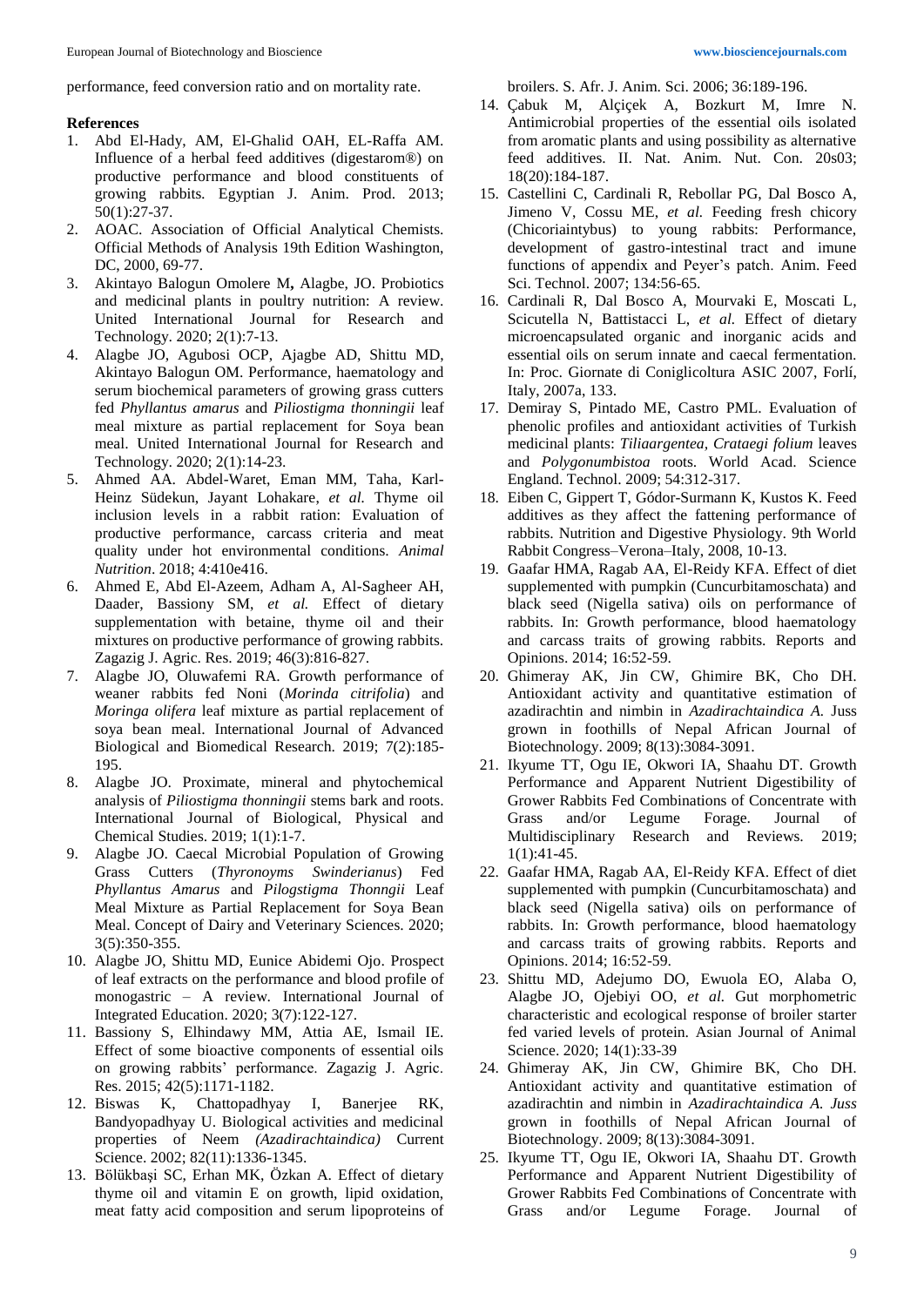performance, feed conversion ratio and on mortality rate.

## References

1. Abd El-Hady, AM, El-Ghalid OAH, EL-Raffa AM. Influence of a herbal feed additives (digestarom®) on productive performance and blood constituents of growing rabbits. Egyptian J. Anim. Prod. 2013; 50(1):27-37.
2. AOAC. Association of Official Analytical Chemists. Official Methods of Analysis 19th Edition Washington, DC, 2000, 69-77.
3. Akintayo Balogun Omolere M**,** Alagbe, JO. Probiotics and medicinal plants in poultry nutrition: A review. United International Journal for Research and Technology. 2020; 2(1):7-13.
4. Alagbe JO, Agubosi OCP, Ajagbe AD, Shittu MD, Akintayo Balogun OM. Performance, haematology and serum biochemical parameters of growing grass cutters fed *Phyllantus amarus* and *Piliostigma thonningii* leaf meal mixture as partial replacement for Soya bean meal. United International Journal for Research and Technology. 2020; 2(1):14-23.
5. Ahmed AA. Abdel-Waret, Eman MM, Taha, Karl-Heinz Südekun, Jayant Lohakare, *et al.* Thyme oil inclusion levels in a rabbit ration: Evaluation of productive performance, carcass criteria and meat quality under hot environmental conditions. *Animal Nutrition*. 2018; 4:410e416.
6. Ahmed E, Abd El-Azeem, Adham A, Al-Sagheer AH, Daader, Bassiony SM, *et al.* Effect of dietary supplementation with betaine, thyme oil and their mixtures on productive performance of growing rabbits. Zagazig J. Agric. Res. 2019; 46(3):816-827.
7. Alagbe JO, Oluwafemi RA. Growth performance of weaner rabbits fed Noni (*Morinda citrifolia*) and *Moringa olifera* leaf mixture as partial replacement of soya bean meal. International Journal of Advanced Biological and Biomedical Research. 2019; 7(2):185-195.
8. Alagbe JO. Proximate, mineral and phytochemical analysis of *Piliostigma thonningii* stems bark and roots. International Journal of Biological, Physical and Chemical Studies. 2019; 1(1):1-7.
9. Alagbe JO. Caecal Microbial Population of Growing Grass Cutters (*Thyronoyms Swinderianus*) Fed *Phyllantus Amarus* and *Pilogstigma Thonngii* Leaf Meal Mixture as Partial Replacement for Soya Bean Meal. Concept of Dairy and Veterinary Sciences. 2020; 3(5):350-355.
10. Alagbe JO, Shittu MD, Eunice Abidemi Ojo. Prospect of leaf extracts on the performance and blood profile of monogastric – A review. International Journal of Integrated Education. 2020; 3(7):122-127.
11. Bassiony S, Elhindawy MM, Attia AE, Ismail IE. Effect of some bioactive components of essential oils on growing rabbits' performance. Zagazig J. Agric. Res. 2015; 42(5):1171-1182.
12. Biswas K, Chattopadhyay I, Banerjee RK, Bandyopadhyay U. Biological activities and medicinal properties of Neem *(Azadirachtaindica)* Current Science. 2002; 82(11):1336-1345.
13. Bölükbaşi SC, Erhan MK, Özkan A. Effect of dietary thyme oil and vitamin E on growth, lipid oxidation, meat fatty acid composition and serum lipoproteins of broilers. S. Afr. J. Anim. Sci. 2006; 36:189-196.
14. Çabuk M, Alçiçek A, Bozkurt M, Imre N. Antimicrobial properties of the essential oils isolated from aromatic plants and using possibility as alternative feed additives. II. Nat. Anim. Nut. Con. 20s03; 18(20):184-187.
15. Castellini C, Cardinali R, Rebollar PG, Dal Bosco A, Jimeno V, Cossu ME, *et al.* Feeding fresh chicory (Chicoriaintybus) to young rabbits: Performance, development of gastro-intestinal tract and imune functions of appendix and Peyer's patch. Anim. Feed Sci. Technol. 2007; 134:56-65.
16. Cardinali R, Dal Bosco A, Mourvaki E, Moscati L, Scicutella N, Battistacci L, *et al.* Effect of dietary microencapsulated organic and inorganic acids and essential oils on serum innate and caecal fermentation. In: Proc. Giornate di Coniglicoltura ASIC 2007, Forlí, Italy, 2007a, 133.
17. Demiray S, Pintado ME, Castro PML. Evaluation of phenolic profiles and antioxidant activities of Turkish medicinal plants: *Tiliaargentea*, *Crataegi folium* leaves and *Polygonumbistoa* roots. World Acad. Science England. Technol. 2009; 54:312-317.
18. Eiben C, Gippert T, Gódor-Surmann K, Kustos K. Feed additives as they affect the fattening performance of rabbits. Nutrition and Digestive Physiology. 9th World Rabbit Congress–Verona–Italy, 2008, 10-13.
19. Gaafar HMA, Ragab AA, El-Reidy KFA. Effect of diet supplemented with pumpkin (Cuncurbitamoschata) and black seed (Nigella sativa) oils on performance of rabbits. In: Growth performance, blood haematology and carcass traits of growing rabbits. Reports and Opinions. 2014; 16:52-59.
20. Ghimeray AK, Jin CW, Ghimire BK, Cho DH. Antioxidant activity and quantitative estimation of azadirachtin and nimbin in *Azadirachtaindica A.* Juss grown in foothills of Nepal African Journal of Biotechnology. 2009; 8(13):3084-3091.
21. Ikyume TT, Ogu IE, Okwori IA, Shaahu DT. Growth Performance and Apparent Nutrient Digestibility of Grower Rabbits Fed Combinations of Concentrate with Grass and/or Legume Forage. Journal of Multidisciplinary Research and Reviews. 2019; 1(1):41-45.
22. Gaafar HMA, Ragab AA, El-Reidy KFA. Effect of diet supplemented with pumpkin (Cuncurbitamoschata) and black seed (Nigella sativa) oils on performance of rabbits. In: Growth performance, blood haematology and carcass traits of growing rabbits. Reports and Opinions. 2014; 16:52-59.
23. Shittu MD, Adejumo DO, Ewuola EO, Alaba O, Alagbe JO, Ojebiyi OO, *et al.* Gut morphometric characteristic and ecological response of broiler starter fed varied levels of protein. Asian Journal of Animal Science. 2020; 14(1):33-39
24. Ghimeray AK, Jin CW, Ghimire BK, Cho DH. Antioxidant activity and quantitative estimation of azadirachtin and nimbin in *Azadirachtaindica A. Juss* grown in foothills of Nepal African Journal of Biotechnology. 2009; 8(13):3084-3091.
25. Ikyume TT, Ogu IE, Okwori IA, Shaahu DT. Growth Performance and Apparent Nutrient Digestibility of Grower Rabbits Fed Combinations of Concentrate with Grass and/or Legume Forage. Journal of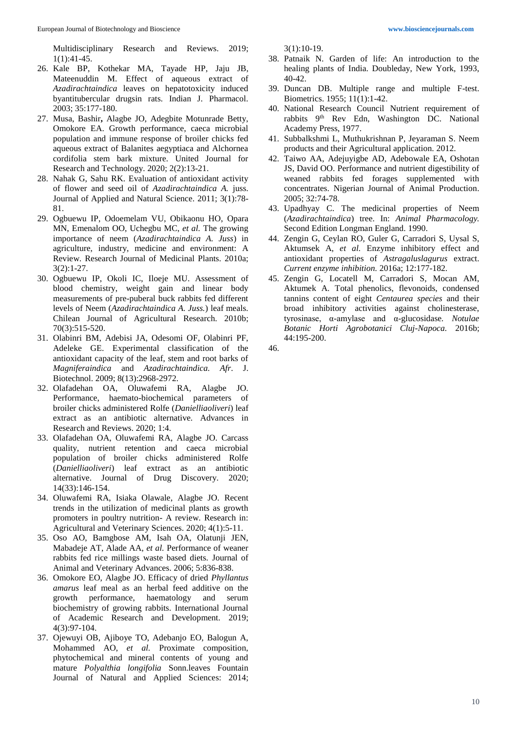Multidisciplinary Research and Reviews. 2019; 1(1):41-45.

26. Kale BP, Kothekar MA, Tayade HP, Jaju JB, Mateenuddin M. Effect of aqueous extract of *Azadirachtaindica* leaves on hepatotoxicity induced byantitubercular drugsin rats. Indian J. Pharmacol. 2003; 35:177-180.
27. Musa, Bashir**,** Alagbe JO, Adegbite Motunrade Betty, Omokore EA. Growth performance, caeca microbial population and immune response of broiler chicks fed aqueous extract of Balanites aegyptiaca and Alchornea cordifolia stem bark mixture. United Journal for Research and Technology. 2020; 2(2):13-21.
28. Nahak G, Sahu RK. Evaluation of antioxidant activity of flower and seed oil of *Azadirachtaindica A.* juss. Journal of Applied and Natural Science. 2011; 3(1):78-81.
29. Ogbuewu IP, Odoemelam VU, Obikaonu HO, Opara MN, Emenalom OO, Uchegbu MC, *et al.* The growing importance of neem (*Azadirachtaindica A. Juss*) in agriculture, industry, medicine and environment: A Review. Research Journal of Medicinal Plants. 2010a; 3(2):1-27.
30. Ogbuewu IP, Okoli IC, Iloeje MU. Assessment of blood chemistry, weight gain and linear body measurements of pre-puberal buck rabbits fed different levels of Neem (*Azadirachtaindica A. Juss.*) leaf meals. Chilean Journal of Agricultural Research. 2010b; 70(3):515-520.
31. Olabinri BM, Adebisi JA, Odesomi OF, Olabinri PF, Adeleke GE. Experimental classification of the antioxidant capacity of the leaf, stem and root barks of *Magniferaindica* and *Azadirachtaindica. Afr*. J. Biotechnol. 2009; 8(13):2968-2972.
32. Olafadehan OA, Oluwafemi RA, Alagbe JO. Performance, haemato-biochemical parameters of broiler chicks administered Rolfe (*Danielliaoliveri*) leaf extract as an antibiotic alternative. Advances in Research and Reviews. 2020; 1:4.
33. Olafadehan OA, Oluwafemi RA, Alagbe JO. Carcass quality, nutrient retention and caeca microbial population of broiler chicks administered Rolfe (*Danielliaoliveri*) leaf extract as an antibiotic alternative. Journal of Drug Discovery. 2020; 14(33):146-154.
34. Oluwafemi RA, Isiaka Olawale, Alagbe JO. Recent trends in the utilization of medicinal plants as growth promoters in poultry nutrition- A review. Research in: Agricultural and Veterinary Sciences. 2020; 4(1):5-11.
35. Oso AO, Bamgbose AM, Isah OA, Olatunji JEN, Mabadeje AT, Alade AA, *et al.* Performance of weaner rabbits fed rice millings waste based diets. Journal of Animal and Veterinary Advances. 2006; 5:836-838.
36. Omokore EO, Alagbe JO. Efficacy of dried *Phyllantus amarus* leaf meal as an herbal feed additive on the growth performance, haematology and serum biochemistry of growing rabbits. International Journal of Academic Research and Development. 2019; 4(3):97-104.
37. Ojewuyi OB, Ajiboye TO, Adebanjo EO, Balogun A, Mohammed AO, *et al.* Proximate composition, phytochemical and mineral contents of young and mature *Polyalthia longifolia* Sonn.leaves Fountain Journal of Natural and Applied Sciences: 2014; 3(1):10-19.
38. Patnaik N. Garden of life: An introduction to the healing plants of India. Doubleday, New York, 1993, 40-42.
39. Duncan DB. Multiple range and multiple F-test. Biometrics. 1955; 11(1):1-42.
40. National Research Council Nutrient requirement of rabbits 9th Rev Edn, Washington DC. National Academy Press, 1977.
41. Subbalkshmi L, Muthukrishnan P, Jeyaraman S. Neem products and their Agricultural application. 2012.
42. Taiwo AA, Adejuyigbe AD, Adebowale EA, Oshotan JS, David OO. Performance and nutrient digestibility of weaned rabbits fed forages supplemented with concentrates. Nigerian Journal of Animal Production. 2005; 32:74-78.
43. Upadhyay C. The medicinal properties of Neem (*Azadirachtaindica*) tree. In: *Animal Pharmacology.* Second Edition Longman England. 1990.
44. Zengin G, Ceylan RO, Guler G, Carradori S, Uysal S, Aktumsek A, *et al.* Enzyme inhibitory effect and antioxidant properties of *Astragaluslagurus* extract. *Current enzyme inhibition.* 2016a; 12:177-182.
45. Zengin G, Locatell M, Carradori S, Mocan AM, Aktumek A. Total phenolics, flevonoids, condensed tannins content of eight *Centaurea species* and their broad inhibitory activities against cholinesterase, tyrosinase, α-amylase and α-glucosidase. *Notulae Botanic Horti Agrobotanici Cluj-Napoca.* 2016b; 44:195-200.
46.